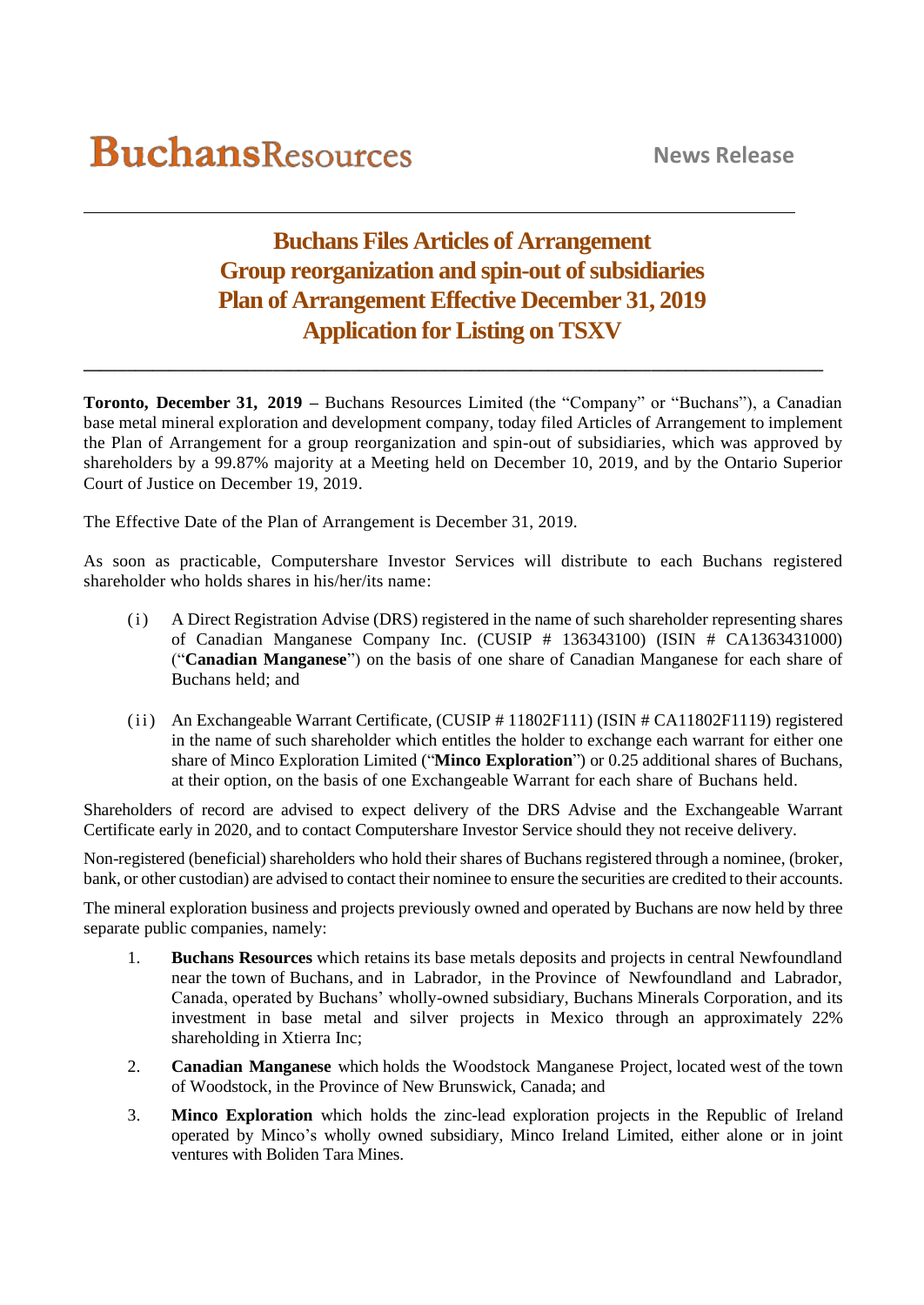**Buchans**Resources

**News Release**

# Buchans Files Articles of Arrangement
# Group reorganization and spin-out of subsidiaries
# Plan of Arrangement Effective December 31, 2019
# Application for Listing on TSXV

**Toronto, December 31, 2019 –** Buchans Resources Limited (the "Company" or "Buchans"), a Canadian base metal mineral exploration and development company, today filed Articles of Arrangement to implement the Plan of Arrangement for a group reorganization and spin-out of subsidiaries, which was approved by shareholders by a 99.87% majority at a Meeting held on December 10, 2019, and by the Ontario Superior Court of Justice on December 19, 2019.

The Effective Date of the Plan of Arrangement is December 31, 2019.

As soon as practicable, Computershare Investor Services will distribute to each Buchans registered shareholder who holds shares in his/her/its name:

(i) A Direct Registration Advise (DRS) registered in the name of such shareholder representing shares of Canadian Manganese Company Inc. (CUSIP # 136343100) (ISIN # CA1363431000) ("**Canadian Manganese**") on the basis of one share of Canadian Manganese for each share of Buchans held; and

(ii) An Exchangeable Warrant Certificate, (CUSIP # 11802F111) (ISIN # CA11802F1119) registered in the name of such shareholder which entitles the holder to exchange each warrant for either one share of Minco Exploration Limited ("**Minco Exploration**") or 0.25 additional shares of Buchans, at their option, on the basis of one Exchangeable Warrant for each share of Buchans held.

Shareholders of record are advised to expect delivery of the DRS Advise and the Exchangeable Warrant Certificate early in 2020, and to contact Computershare Investor Service should they not receive delivery.

Non-registered (beneficial) shareholders who hold their shares of Buchans registered through a nominee, (broker, bank, or other custodian) are advised to contact their nominee to ensure the securities are credited to their accounts.

The mineral exploration business and projects previously owned and operated by Buchans are now held by three separate public companies, namely:

1. **Buchans Resources** which retains its base metals deposits and projects in central Newfoundland near the town of Buchans, and in Labrador, in the Province of Newfoundland and Labrador, Canada, operated by Buchans' wholly-owned subsidiary, Buchans Minerals Corporation, and its investment in base metal and silver projects in Mexico through an approximately 22% shareholding in Xtierra Inc;
2. **Canadian Manganese** which holds the Woodstock Manganese Project, located west of the town of Woodstock, in the Province of New Brunswick, Canada; and
3. **Minco Exploration** which holds the zinc-lead exploration projects in the Republic of Ireland operated by Minco's wholly owned subsidiary, Minco Ireland Limited, either alone or in joint ventures with Boliden Tara Mines.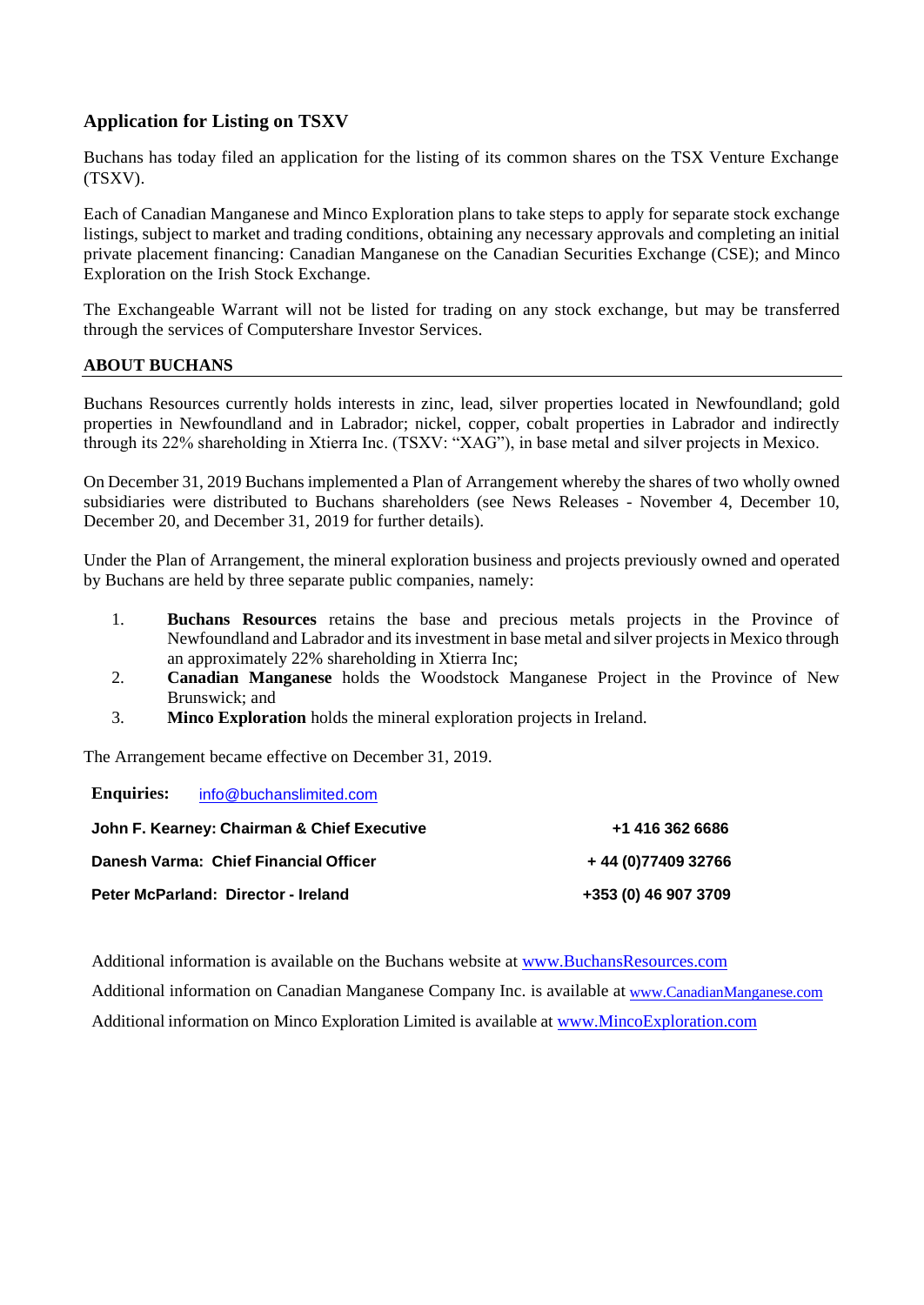### Application for Listing on TSXV

Buchans has today filed an application for the listing of its common shares on the TSX Venture Exchange (TSXV).

Each of Canadian Manganese and Minco Exploration plans to take steps to apply for separate stock exchange listings, subject to market and trading conditions, obtaining any necessary approvals and completing an initial private placement financing: Canadian Manganese on the Canadian Securities Exchange (CSE); and Minco Exploration on the Irish Stock Exchange.

The Exchangeable Warrant will not be listed for trading on any stock exchange, but may be transferred through the services of Computershare Investor Services.

### ABOUT BUCHANS

Buchans Resources currently holds interests in zinc, lead, silver properties located in Newfoundland; gold properties in Newfoundland and in Labrador; nickel, copper, cobalt properties in Labrador and indirectly through its 22% shareholding in Xtierra Inc. (TSXV: "XAG"), in base metal and silver projects in Mexico.

On December 31, 2019 Buchans implemented a Plan of Arrangement whereby the shares of two wholly owned subsidiaries were distributed to Buchans shareholders (see News Releases - November 4, December 10, December 20, and December 31, 2019 for further details).

Under the Plan of Arrangement, the mineral exploration business and projects previously owned and operated by Buchans are held by three separate public companies, namely:

1. **Buchans Resources** retains the base and precious metals projects in the Province of Newfoundland and Labrador and its investment in base metal and silver projects in Mexico through an approximately 22% shareholding in Xtierra Inc;
2. **Canadian Manganese** holds the Woodstock Manganese Project in the Province of New Brunswick; and
3. **Minco Exploration** holds the mineral exploration projects in Ireland.

The Arrangement became effective on December 31, 2019.

**Enquiries:** info@buchanslimited.com

| | |
|---|---|
| **John F. Kearney: Chairman & Chief Executive** | **+1 416 362 6686** |
| **Danesh Varma: Chief Financial Officer** | **+ 44 (0)77409 32766** |
| **Peter McParland: Director - Ireland** | **+353 (0) 46 907 3709** |

Additional information is available on the Buchans website at www.BuchansResources.com

Additional information on Canadian Manganese Company Inc. is available at www.CanadianManganese.com

Additional information on Minco Exploration Limited is available at www.MincoExploration.com